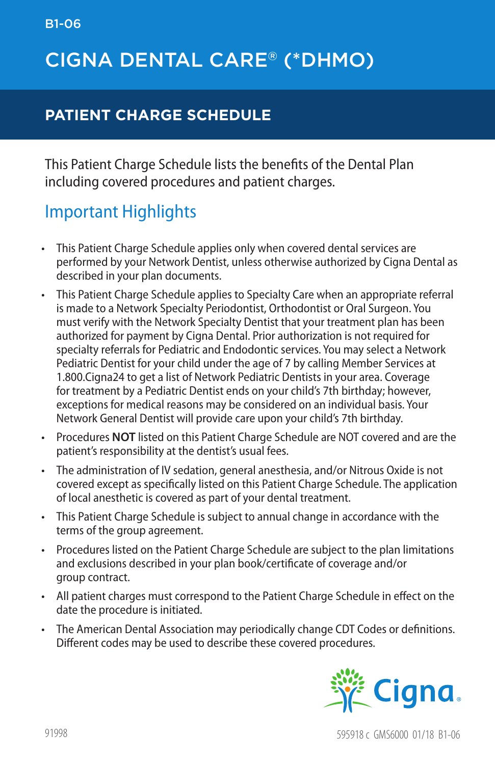B1-06

# CIGNA DENTAL CARE® (*DHMO)

## PATIENT CHARGE SCHEDULE

This Patient Charge Schedule lists the benefits of the Dental Plan including covered procedures and patient charges.

### Important Highlights

- This Patient Charge Schedule applies only when covered dental services are performed by your Network Dentist, unless otherwise authorized by Cigna Dental as described in your plan documents.
- This Patient Charge Schedule applies to Specialty Care when an appropriate referral is made to a Network Specialty Periodontist, Orthodontist or Oral Surgeon. You must verify with the Network Specialty Dentist that your treatment plan has been authorized for payment by Cigna Dental. Prior authorization is not required for specialty referrals for Pediatric and Endodontic services. You may select a Network Pediatric Dentist for your child under the age of 7 by calling Member Services at 1.800.Cigna24 to get a list of Network Pediatric Dentists in your area. Coverage for treatment by a Pediatric Dentist ends on your child's 7th birthday; however, exceptions for medical reasons may be considered on an individual basis. Your Network General Dentist will provide care upon your child's 7th birthday.
- Procedures **NOT** listed on this Patient Charge Schedule are NOT covered and are the patient's responsibility at the dentist's usual fees.
- The administration of IV sedation, general anesthesia, and/or Nitrous Oxide is not covered except as specifically listed on this Patient Charge Schedule. The application of local anesthetic is covered as part of your dental treatment.
- This Patient Charge Schedule is subject to annual change in accordance with the terms of the group agreement.
- Procedures listed on the Patient Charge Schedule are subject to the plan limitations and exclusions described in your plan book/certificate of coverage and/or group contract.
- All patient charges must correspond to the Patient Charge Schedule in effect on the date the procedure is initiated.
- The American Dental Association may periodically change CDT Codes or definitions. Different codes may be used to describe these covered procedures.

Cigna

91998

595918 c GMS6000 01/18 B1-06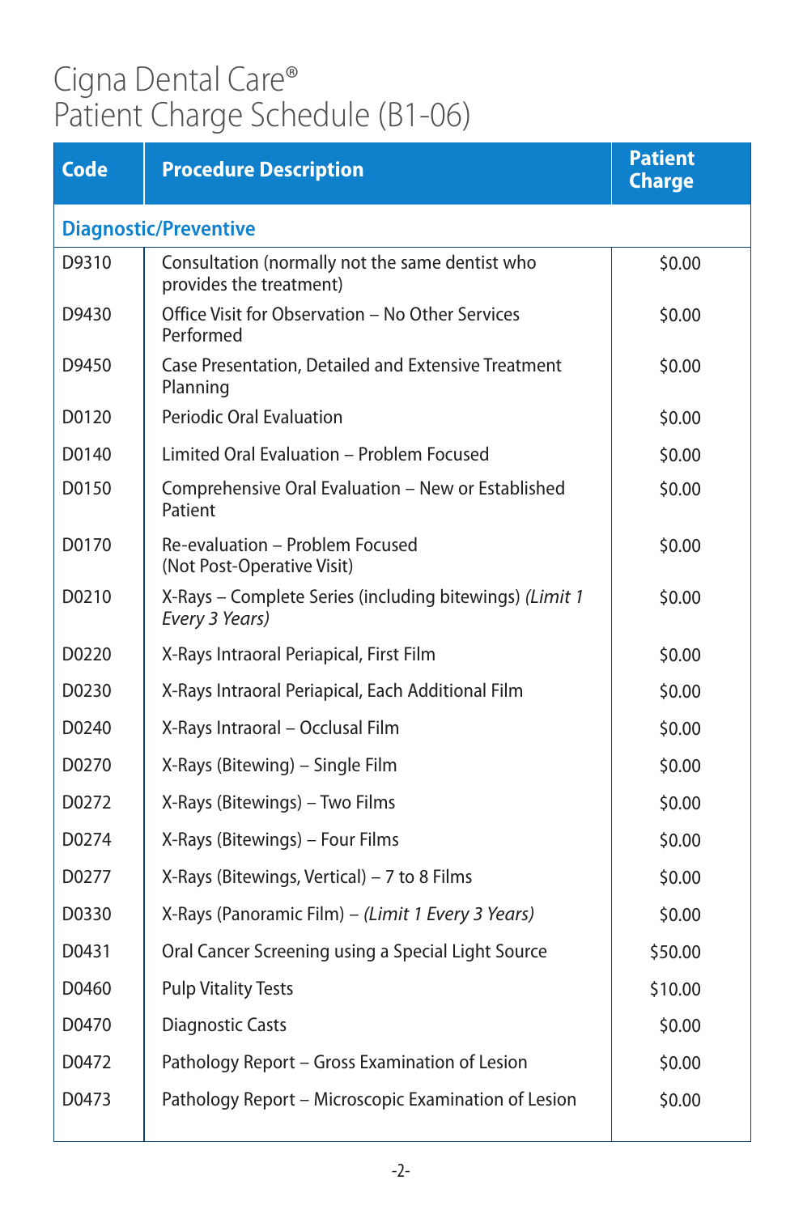# Cigna Dental Care®
# Patient Charge Schedule (B1-06)

| Code | Procedure Description | Patient Charge |
|---|---|---|
| **Diagnostic/Preventive** | | |
| D9310 | Consultation (normally not the same dentist who provides the treatment) | $0.00 |
| D9430 | Office Visit for Observation – No Other Services Performed | $0.00 |
| D9450 | Case Presentation, Detailed and Extensive Treatment Planning | $0.00 |
| D0120 | Periodic Oral Evaluation | $0.00 |
| D0140 | Limited Oral Evaluation – Problem Focused | $0.00 |
| D0150 | Comprehensive Oral Evaluation – New or Established Patient | $0.00 |
| D0170 | Re-evaluation – Problem Focused (Not Post-Operative Visit) | $0.00 |
| D0210 | X-Rays – Complete Series (including bitewings) *(Limit 1 Every 3 Years)* | $0.00 |
| D0220 | X-Rays Intraoral Periapical, First Film | $0.00 |
| D0230 | X-Rays Intraoral Periapical, Each Additional Film | $0.00 |
| D0240 | X-Rays Intraoral – Occlusal Film | $0.00 |
| D0270 | X-Rays (Bitewing) – Single Film | $0.00 |
| D0272 | X-Rays (Bitewings) – Two Films | $0.00 |
| D0274 | X-Rays (Bitewings) – Four Films | $0.00 |
| D0277 | X-Rays (Bitewings, Vertical) – 7 to 8 Films | $0.00 |
| D0330 | X-Rays (Panoramic Film) – *(Limit 1 Every 3 Years)* | $0.00 |
| D0431 | Oral Cancer Screening using a Special Light Source | $50.00 |
| D0460 | Pulp Vitality Tests | $10.00 |
| D0470 | Diagnostic Casts | $0.00 |
| D0472 | Pathology Report – Gross Examination of Lesion | $0.00 |
| D0473 | Pathology Report – Microscopic Examination of Lesion | $0.00 |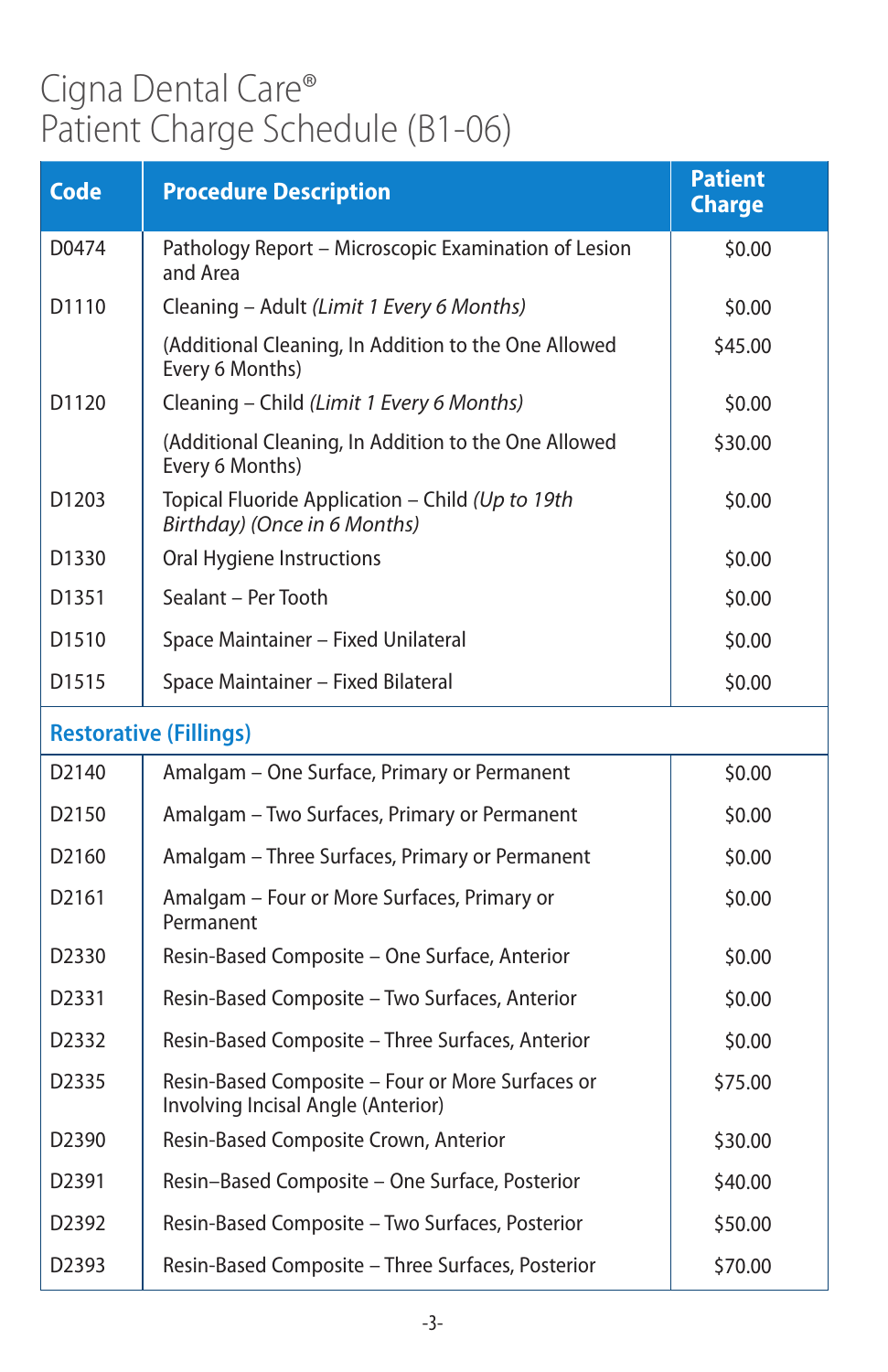# Cigna Dental Care®
# Patient Charge Schedule (B1-06)

| Code | Procedure Description | Patient Charge |
|---|---|---|
| D0474 | Pathology Report – Microscopic Examination of Lesion and Area | $0.00 |
| D1110 | Cleaning – Adult *(Limit 1 Every 6 Months)* | $0.00 |
| | (Additional Cleaning, In Addition to the One Allowed Every 6 Months) | $45.00 |
| D1120 | Cleaning – Child *(Limit 1 Every 6 Months)* | $0.00 |
| | (Additional Cleaning, In Addition to the One Allowed Every 6 Months) | $30.00 |
| D1203 | Topical Fluoride Application – Child *(Up to 19th Birthday) (Once in 6 Months)* | $0.00 |
| D1330 | Oral Hygiene Instructions | $0.00 |
| D1351 | Sealant – Per Tooth | $0.00 |
| D1510 | Space Maintainer – Fixed Unilateral | $0.00 |
| D1515 | Space Maintainer – Fixed Bilateral | $0.00 |
| **Restorative (Fillings)** | | |
| D2140 | Amalgam – One Surface, Primary or Permanent | $0.00 |
| D2150 | Amalgam – Two Surfaces, Primary or Permanent | $0.00 |
| D2160 | Amalgam – Three Surfaces, Primary or Permanent | $0.00 |
| D2161 | Amalgam – Four or More Surfaces, Primary or Permanent | $0.00 |
| D2330 | Resin-Based Composite – One Surface, Anterior | $0.00 |
| D2331 | Resin-Based Composite – Two Surfaces, Anterior | $0.00 |
| D2332 | Resin-Based Composite – Three Surfaces, Anterior | $0.00 |
| D2335 | Resin-Based Composite – Four or More Surfaces or Involving Incisal Angle (Anterior) | $75.00 |
| D2390 | Resin-Based Composite Crown, Anterior | $30.00 |
| D2391 | Resin–Based Composite – One Surface, Posterior | $40.00 |
| D2392 | Resin-Based Composite – Two Surfaces, Posterior | $50.00 |
| D2393 | Resin-Based Composite – Three Surfaces, Posterior | $70.00 |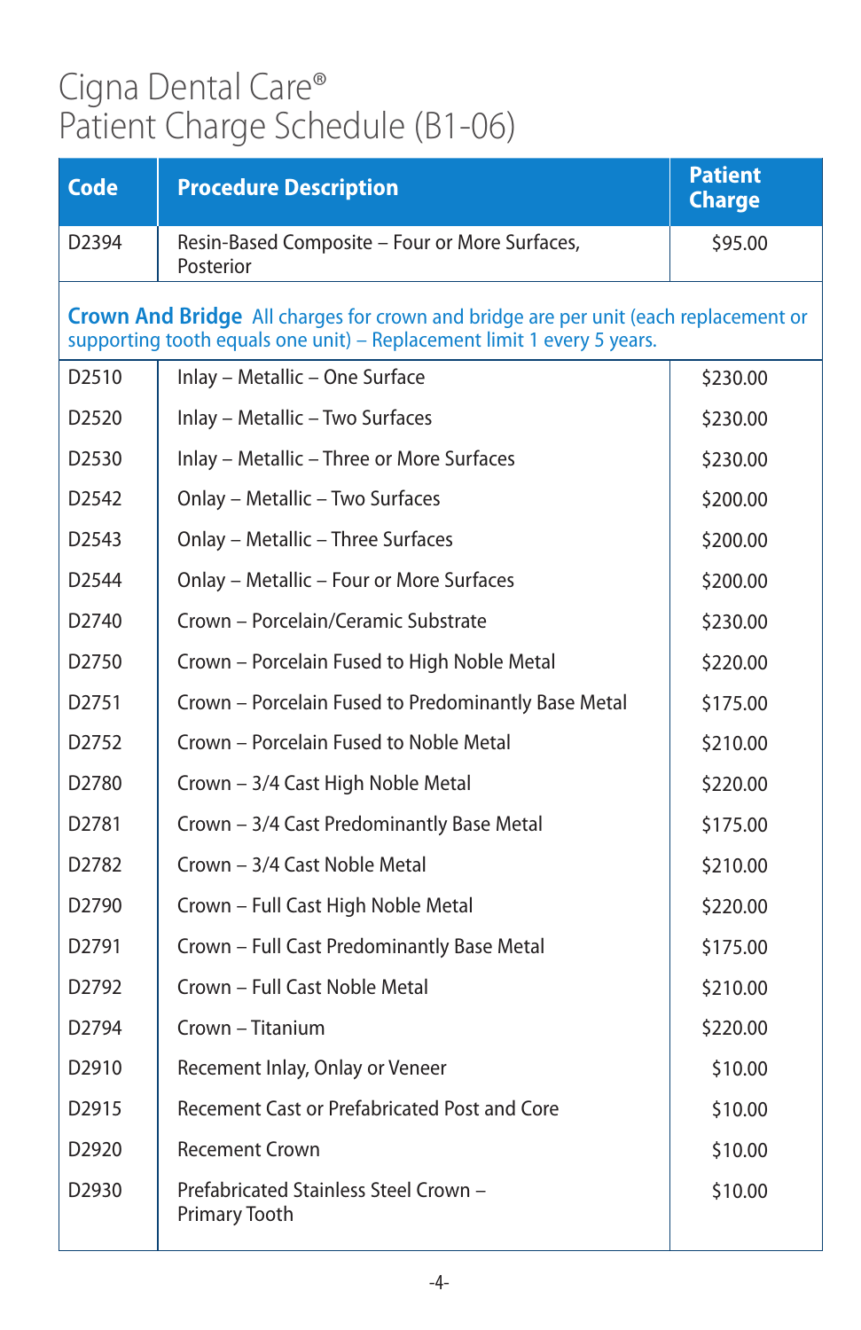# Cigna Dental Care®
# Patient Charge Schedule (B1-06)

| Code | Procedure Description | Patient Charge |
|---|---|---|
| D2394 | Resin-Based Composite – Four or More Surfaces, Posterior | $95.00 |
| **Crown And Bridge** All charges for crown and bridge are per unit (each replacement or supporting tooth equals one unit) – Replacement limit 1 every 5 years. | | |
| D2510 | Inlay – Metallic – One Surface | $230.00 |
| D2520 | Inlay – Metallic – Two Surfaces | $230.00 |
| D2530 | Inlay – Metallic – Three or More Surfaces | $230.00 |
| D2542 | Onlay – Metallic – Two Surfaces | $200.00 |
| D2543 | Onlay – Metallic – Three Surfaces | $200.00 |
| D2544 | Onlay – Metallic – Four or More Surfaces | $200.00 |
| D2740 | Crown – Porcelain/Ceramic Substrate | $230.00 |
| D2750 | Crown – Porcelain Fused to High Noble Metal | $220.00 |
| D2751 | Crown – Porcelain Fused to Predominantly Base Metal | $175.00 |
| D2752 | Crown – Porcelain Fused to Noble Metal | $210.00 |
| D2780 | Crown – 3/4 Cast High Noble Metal | $220.00 |
| D2781 | Crown – 3/4 Cast Predominantly Base Metal | $175.00 |
| D2782 | Crown – 3/4 Cast Noble Metal | $210.00 |
| D2790 | Crown – Full Cast High Noble Metal | $220.00 |
| D2791 | Crown – Full Cast Predominantly Base Metal | $175.00 |
| D2792 | Crown – Full Cast Noble Metal | $210.00 |
| D2794 | Crown – Titanium | $220.00 |
| D2910 | Recement Inlay, Onlay or Veneer | $10.00 |
| D2915 | Recement Cast or Prefabricated Post and Core | $10.00 |
| D2920 | Recement Crown | $10.00 |
| D2930 | Prefabricated Stainless Steel Crown – Primary Tooth | $10.00 |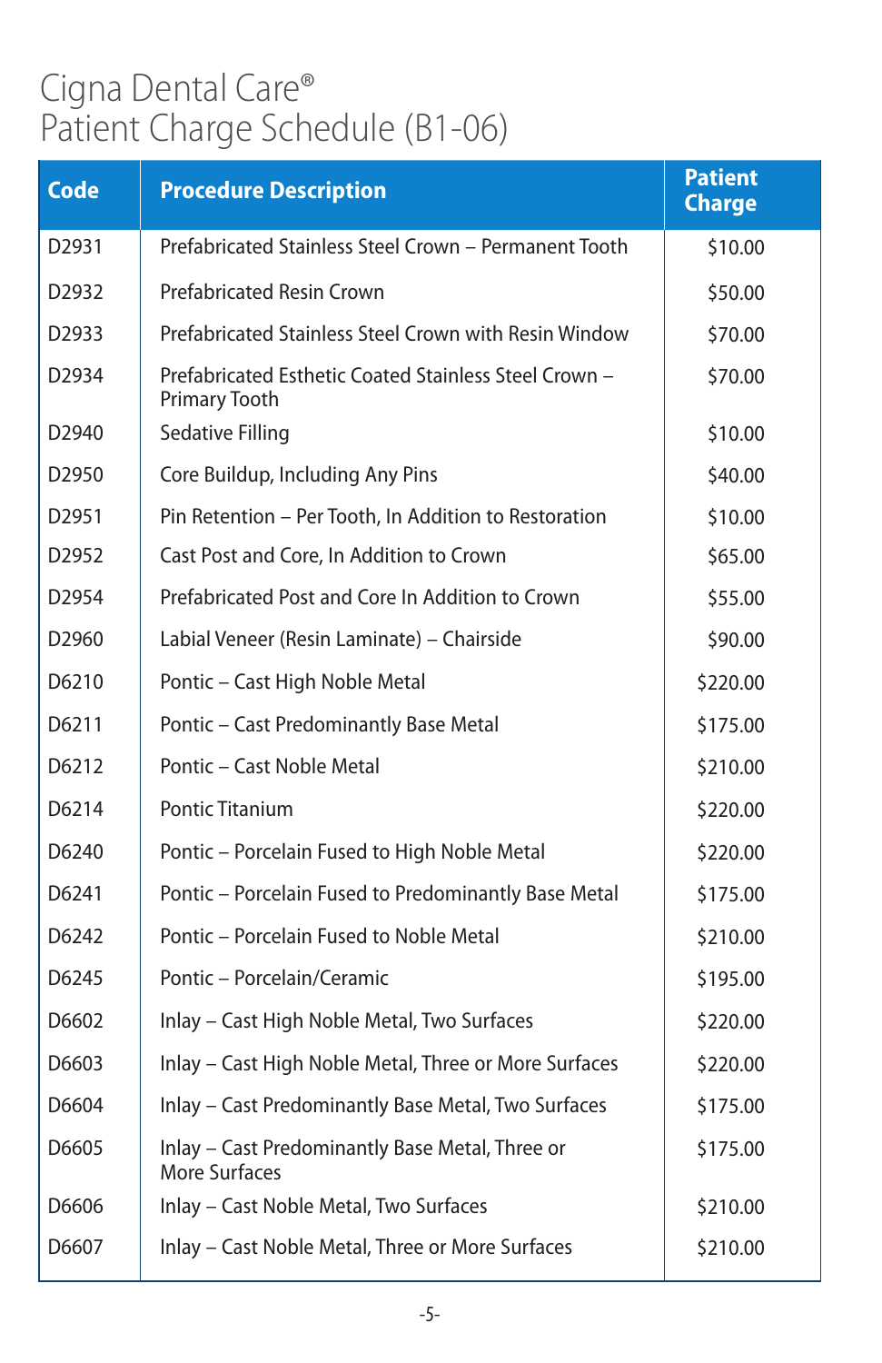# Cigna Dental Care®
# Patient Charge Schedule (B1-06)

| Code | Procedure Description | Patient Charge |
|---|---|---|
| D2931 | Prefabricated Stainless Steel Crown – Permanent Tooth | $10.00 |
| D2932 | Prefabricated Resin Crown | $50.00 |
| D2933 | Prefabricated Stainless Steel Crown with Resin Window | $70.00 |
| D2934 | Prefabricated Esthetic Coated Stainless Steel Crown – Primary Tooth | $70.00 |
| D2940 | Sedative Filling | $10.00 |
| D2950 | Core Buildup, Including Any Pins | $40.00 |
| D2951 | Pin Retention – Per Tooth, In Addition to Restoration | $10.00 |
| D2952 | Cast Post and Core, In Addition to Crown | $65.00 |
| D2954 | Prefabricated Post and Core In Addition to Crown | $55.00 |
| D2960 | Labial Veneer (Resin Laminate) – Chairside | $90.00 |
| D6210 | Pontic – Cast High Noble Metal | $220.00 |
| D6211 | Pontic – Cast Predominantly Base Metal | $175.00 |
| D6212 | Pontic – Cast Noble Metal | $210.00 |
| D6214 | Pontic Titanium | $220.00 |
| D6240 | Pontic – Porcelain Fused to High Noble Metal | $220.00 |
| D6241 | Pontic – Porcelain Fused to Predominantly Base Metal | $175.00 |
| D6242 | Pontic – Porcelain Fused to Noble Metal | $210.00 |
| D6245 | Pontic – Porcelain/Ceramic | $195.00 |
| D6602 | Inlay – Cast High Noble Metal, Two Surfaces | $220.00 |
| D6603 | Inlay – Cast High Noble Metal, Three or More Surfaces | $220.00 |
| D6604 | Inlay – Cast Predominantly Base Metal, Two Surfaces | $175.00 |
| D6605 | Inlay – Cast Predominantly Base Metal, Three or More Surfaces | $175.00 |
| D6606 | Inlay – Cast Noble Metal, Two Surfaces | $210.00 |
| D6607 | Inlay – Cast Noble Metal, Three or More Surfaces | $210.00 |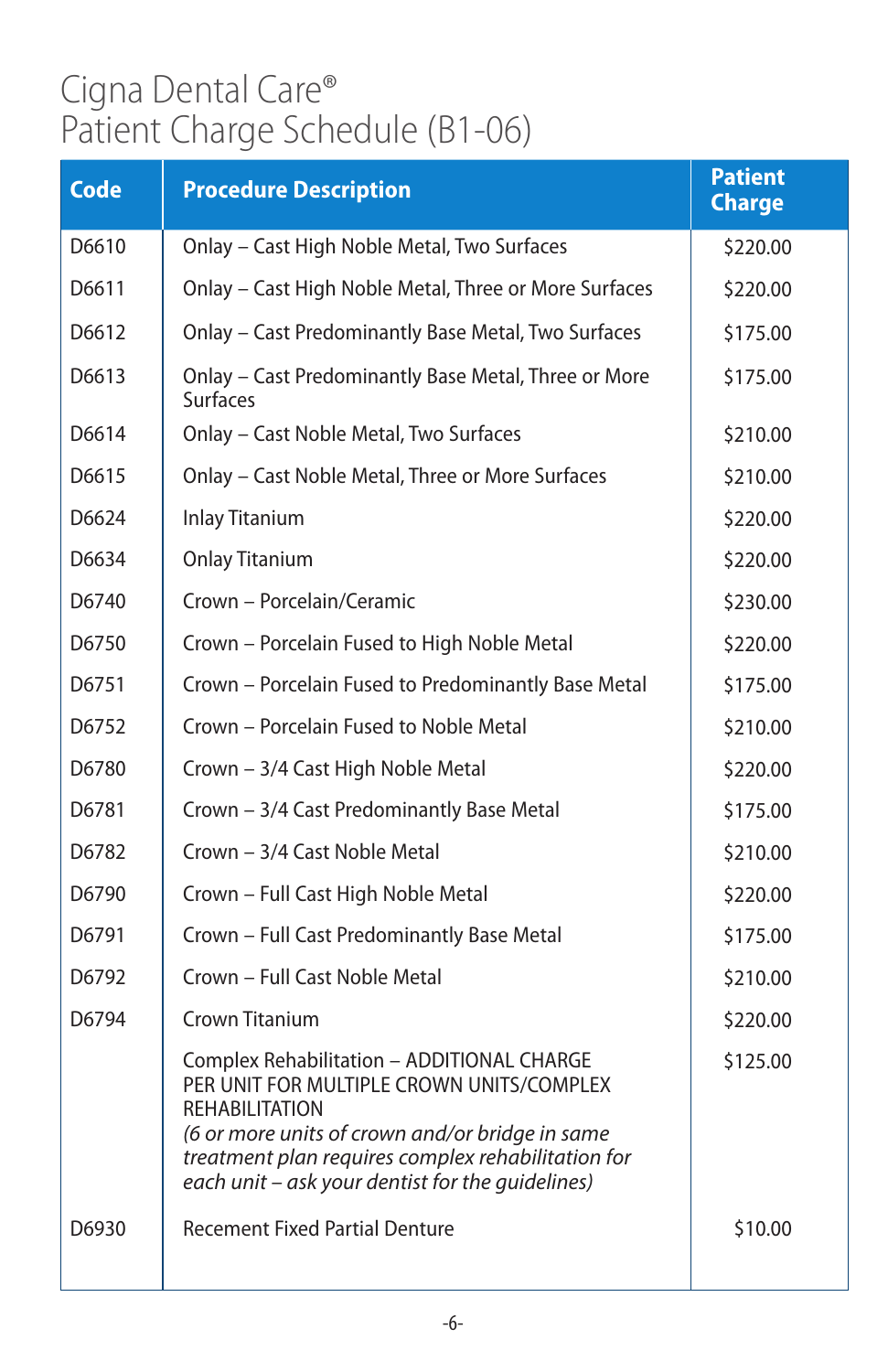# Cigna Dental Care®
# Patient Charge Schedule (B1-06)

| Code | Procedure Description | Patient Charge |
|---|---|---|
| D6610 | Onlay – Cast High Noble Metal, Two Surfaces | $220.00 |
| D6611 | Onlay – Cast High Noble Metal, Three or More Surfaces | $220.00 |
| D6612 | Onlay – Cast Predominantly Base Metal, Two Surfaces | $175.00 |
| D6613 | Onlay – Cast Predominantly Base Metal, Three or More Surfaces | $175.00 |
| D6614 | Onlay – Cast Noble Metal, Two Surfaces | $210.00 |
| D6615 | Onlay – Cast Noble Metal, Three or More Surfaces | $210.00 |
| D6624 | Inlay Titanium | $220.00 |
| D6634 | Onlay Titanium | $220.00 |
| D6740 | Crown – Porcelain/Ceramic | $230.00 |
| D6750 | Crown – Porcelain Fused to High Noble Metal | $220.00 |
| D6751 | Crown – Porcelain Fused to Predominantly Base Metal | $175.00 |
| D6752 | Crown – Porcelain Fused to Noble Metal | $210.00 |
| D6780 | Crown – 3/4 Cast High Noble Metal | $220.00 |
| D6781 | Crown – 3/4 Cast Predominantly Base Metal | $175.00 |
| D6782 | Crown – 3/4 Cast Noble Metal | $210.00 |
| D6790 | Crown – Full Cast High Noble Metal | $220.00 |
| D6791 | Crown – Full Cast Predominantly Base Metal | $175.00 |
| D6792 | Crown – Full Cast Noble Metal | $210.00 |
| D6794 | Crown Titanium | $220.00 |
| | Complex Rehabilitation – ADDITIONAL CHARGE PER UNIT FOR MULTIPLE CROWN UNITS/COMPLEX REHABILITATION *(6 or more units of crown and/or bridge in same treatment plan requires complex rehabilitation for each unit – ask your dentist for the guidelines)* | $125.00 |
| D6930 | Recement Fixed Partial Denture | $10.00 |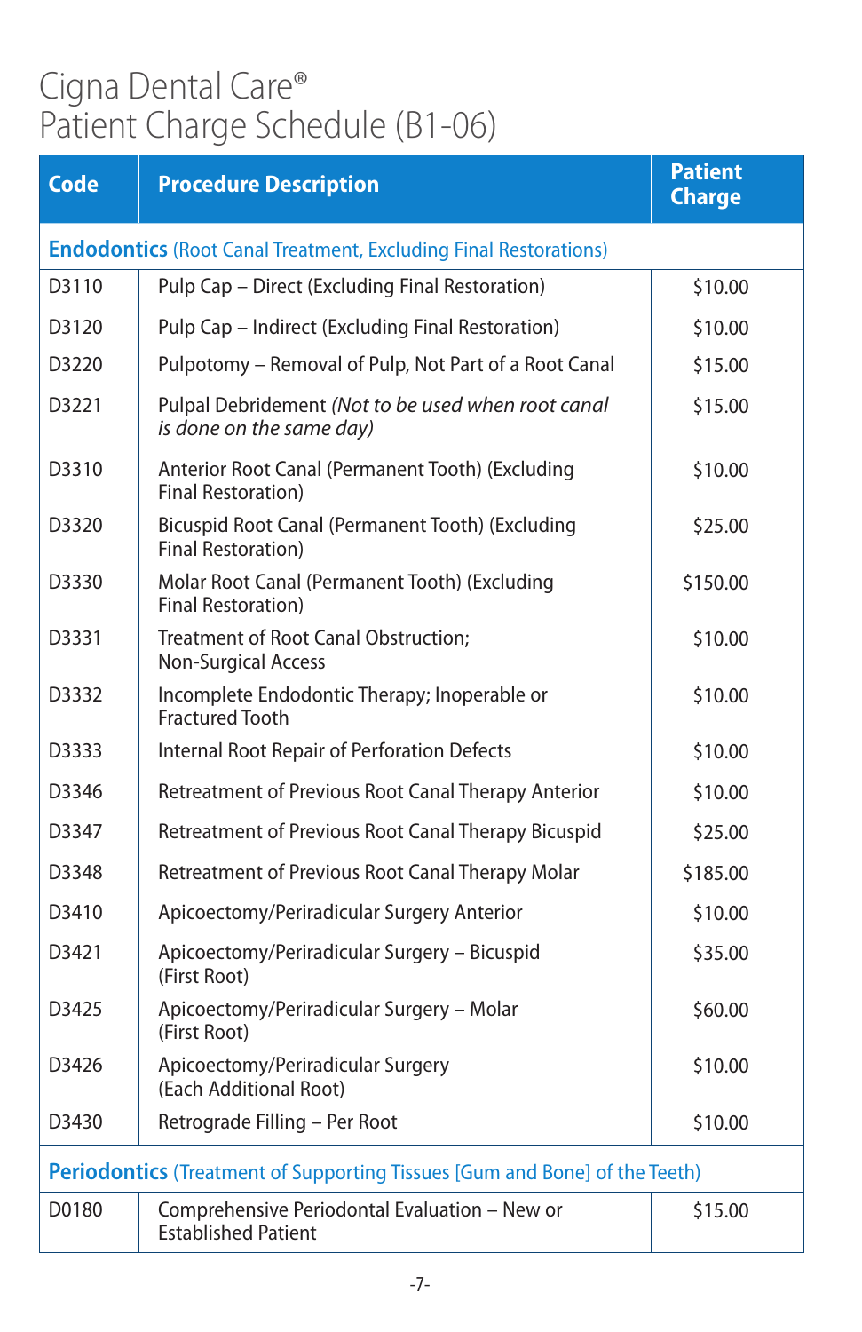# Cigna Dental Care®
# Patient Charge Schedule (B1-06)

| Code | Procedure Description | Patient Charge |
|---|---|---|
| **Endodontics** (Root Canal Treatment, Excluding Final Restorations) | | |
| D3110 | Pulp Cap – Direct (Excluding Final Restoration) | $10.00 |
| D3120 | Pulp Cap – Indirect (Excluding Final Restoration) | $10.00 |
| D3220 | Pulpotomy – Removal of Pulp, Not Part of a Root Canal | $15.00 |
| D3221 | Pulpal Debridement *(Not to be used when root canal is done on the same day)* | $15.00 |
| D3310 | Anterior Root Canal (Permanent Tooth) (Excluding Final Restoration) | $10.00 |
| D3320 | Bicuspid Root Canal (Permanent Tooth) (Excluding Final Restoration) | $25.00 |
| D3330 | Molar Root Canal (Permanent Tooth) (Excluding Final Restoration) | $150.00 |
| D3331 | Treatment of Root Canal Obstruction; Non-Surgical Access | $10.00 |
| D3332 | Incomplete Endodontic Therapy; Inoperable or Fractured Tooth | $10.00 |
| D3333 | Internal Root Repair of Perforation Defects | $10.00 |
| D3346 | Retreatment of Previous Root Canal Therapy Anterior | $10.00 |
| D3347 | Retreatment of Previous Root Canal Therapy Bicuspid | $25.00 |
| D3348 | Retreatment of Previous Root Canal Therapy Molar | $185.00 |
| D3410 | Apicoectomy/Periradicular Surgery Anterior | $10.00 |
| D3421 | Apicoectomy/Periradicular Surgery – Bicuspid (First Root) | $35.00 |
| D3425 | Apicoectomy/Periradicular Surgery – Molar (First Root) | $60.00 |
| D3426 | Apicoectomy/Periradicular Surgery (Each Additional Root) | $10.00 |
| D3430 | Retrograde Filling – Per Root | $10.00 |
| **Periodontics** (Treatment of Supporting Tissues [Gum and Bone] of the Teeth) | | |
| D0180 | Comprehensive Periodontal Evaluation – New or Established Patient | $15.00 |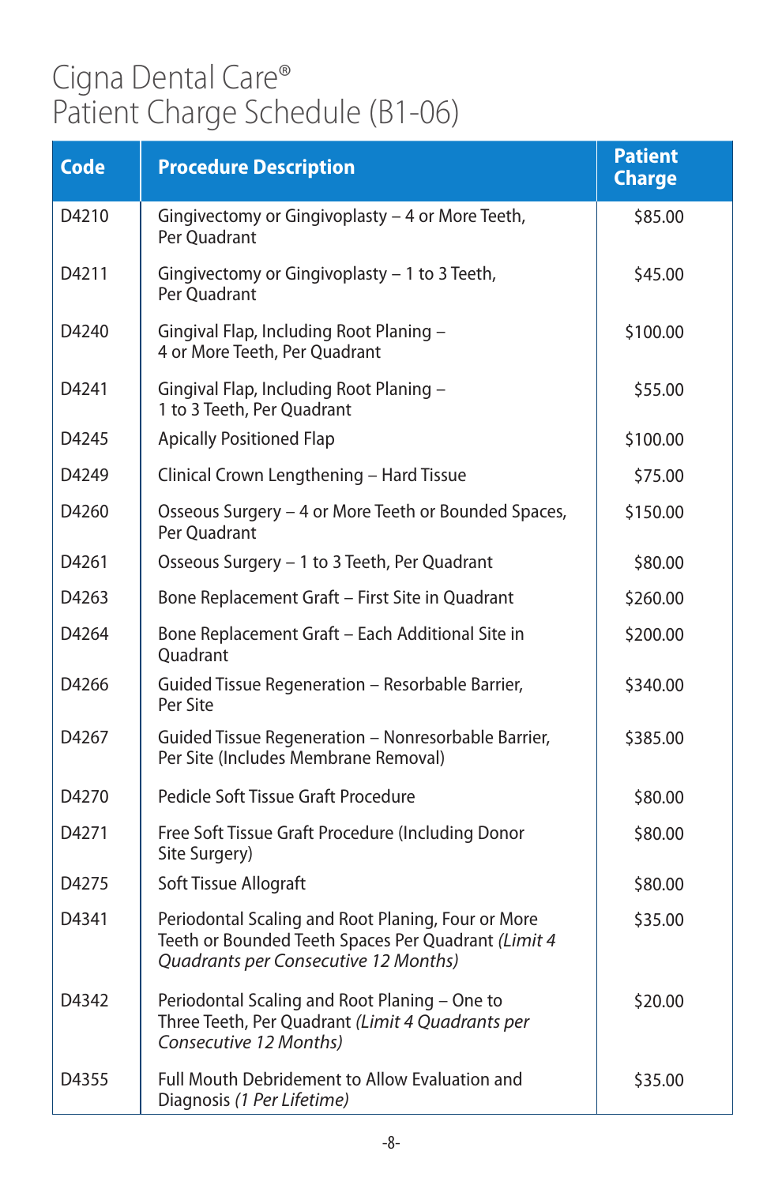# Cigna Dental Care®
# Patient Charge Schedule (B1-06)

| Code | Procedure Description | Patient Charge |
|---|---|---|
| D4210 | Gingivectomy or Gingivoplasty – 4 or More Teeth, Per Quadrant | $85.00 |
| D4211 | Gingivectomy or Gingivoplasty – 1 to 3 Teeth, Per Quadrant | $45.00 |
| D4240 | Gingival Flap, Including Root Planing – 4 or More Teeth, Per Quadrant | $100.00 |
| D4241 | Gingival Flap, Including Root Planing – 1 to 3 Teeth, Per Quadrant | $55.00 |
| D4245 | Apically Positioned Flap | $100.00 |
| D4249 | Clinical Crown Lengthening – Hard Tissue | $75.00 |
| D4260 | Osseous Surgery – 4 or More Teeth or Bounded Spaces, Per Quadrant | $150.00 |
| D4261 | Osseous Surgery – 1 to 3 Teeth, Per Quadrant | $80.00 |
| D4263 | Bone Replacement Graft – First Site in Quadrant | $260.00 |
| D4264 | Bone Replacement Graft – Each Additional Site in Quadrant | $200.00 |
| D4266 | Guided Tissue Regeneration – Resorbable Barrier, Per Site | $340.00 |
| D4267 | Guided Tissue Regeneration – Nonresorbable Barrier, Per Site (Includes Membrane Removal) | $385.00 |
| D4270 | Pedicle Soft Tissue Graft Procedure | $80.00 |
| D4271 | Free Soft Tissue Graft Procedure (Including Donor Site Surgery) | $80.00 |
| D4275 | Soft Tissue Allograft | $80.00 |
| D4341 | Periodontal Scaling and Root Planing, Four or More Teeth or Bounded Teeth Spaces Per Quadrant *(Limit 4 Quadrants per Consecutive 12 Months)* | $35.00 |
| D4342 | Periodontal Scaling and Root Planing – One to Three Teeth, Per Quadrant *(Limit 4 Quadrants per Consecutive 12 Months)* | $20.00 |
| D4355 | Full Mouth Debridement to Allow Evaluation and Diagnosis *(1 Per Lifetime)* | $35.00 |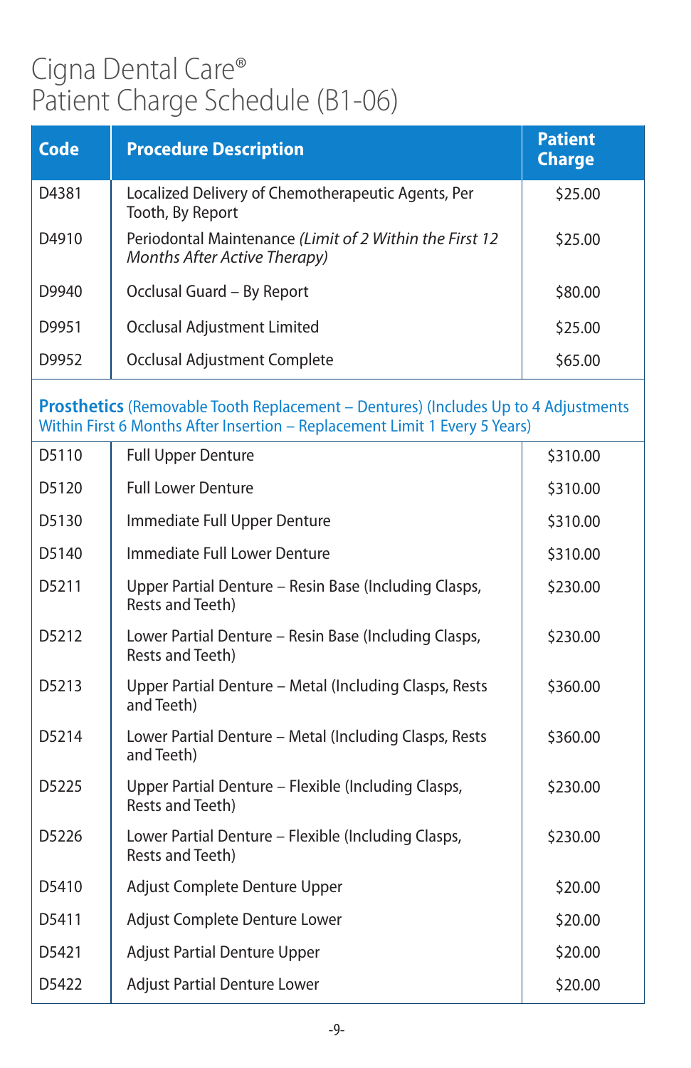# Cigna Dental Care®
# Patient Charge Schedule (B1-06)

| Code | Procedure Description | Patient Charge |
|---|---|---|
| D4381 | Localized Delivery of Chemotherapeutic Agents, Per Tooth, By Report | $25.00 |
| D4910 | Periodontal Maintenance *(Limit of 2 Within the First 12 Months After Active Therapy)* | $25.00 |
| D9940 | Occlusal Guard – By Report | $80.00 |
| D9951 | Occlusal Adjustment Limited | $25.00 |
| D9952 | Occlusal Adjustment Complete | $65.00 |
| **Prosthetics** (Removable Tooth Replacement – Dentures) (Includes Up to 4 Adjustments Within First 6 Months After Insertion – Replacement Limit 1 Every 5 Years) | | |
| D5110 | Full Upper Denture | $310.00 |
| D5120 | Full Lower Denture | $310.00 |
| D5130 | Immediate Full Upper Denture | $310.00 |
| D5140 | Immediate Full Lower Denture | $310.00 |
| D5211 | Upper Partial Denture – Resin Base (Including Clasps, Rests and Teeth) | $230.00 |
| D5212 | Lower Partial Denture – Resin Base (Including Clasps, Rests and Teeth) | $230.00 |
| D5213 | Upper Partial Denture – Metal (Including Clasps, Rests and Teeth) | $360.00 |
| D5214 | Lower Partial Denture – Metal (Including Clasps, Rests and Teeth) | $360.00 |
| D5225 | Upper Partial Denture – Flexible (Including Clasps, Rests and Teeth) | $230.00 |
| D5226 | Lower Partial Denture – Flexible (Including Clasps, Rests and Teeth) | $230.00 |
| D5410 | Adjust Complete Denture Upper | $20.00 |
| D5411 | Adjust Complete Denture Lower | $20.00 |
| D5421 | Adjust Partial Denture Upper | $20.00 |
| D5422 | Adjust Partial Denture Lower | $20.00 |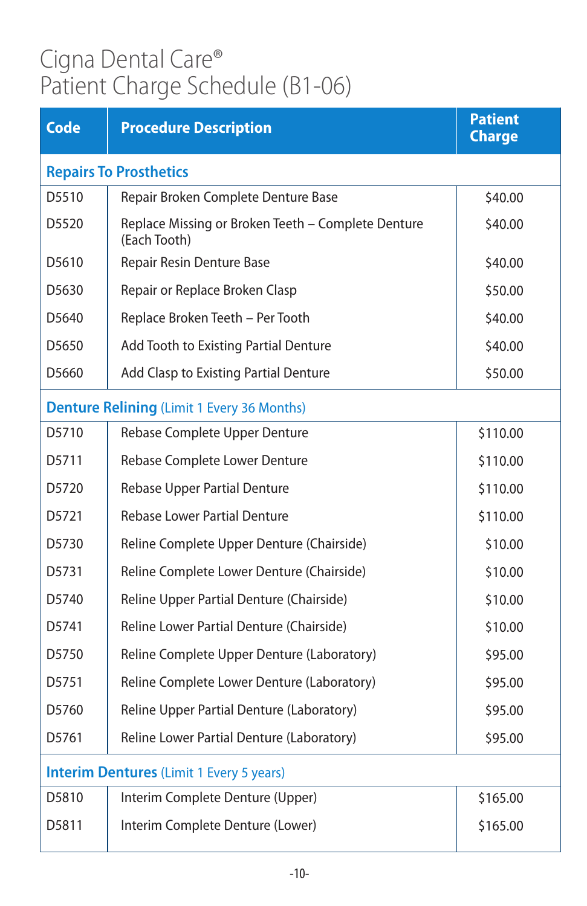# Cigna Dental Care®
# Patient Charge Schedule (B1-06)

| Code | Procedure Description | Patient Charge |
|---|---|---|
| **Repairs To Prosthetics** | | |
| D5510 | Repair Broken Complete Denture Base | $40.00 |
| D5520 | Replace Missing or Broken Teeth – Complete Denture (Each Tooth) | $40.00 |
| D5610 | Repair Resin Denture Base | $40.00 |
| D5630 | Repair or Replace Broken Clasp | $50.00 |
| D5640 | Replace Broken Teeth – Per Tooth | $40.00 |
| D5650 | Add Tooth to Existing Partial Denture | $40.00 |
| D5660 | Add Clasp to Existing Partial Denture | $50.00 |
| **Denture Relining** (Limit 1 Every 36 Months) | | |
| D5710 | Rebase Complete Upper Denture | $110.00 |
| D5711 | Rebase Complete Lower Denture | $110.00 |
| D5720 | Rebase Upper Partial Denture | $110.00 |
| D5721 | Rebase Lower Partial Denture | $110.00 |
| D5730 | Reline Complete Upper Denture (Chairside) | $10.00 |
| D5731 | Reline Complete Lower Denture (Chairside) | $10.00 |
| D5740 | Reline Upper Partial Denture (Chairside) | $10.00 |
| D5741 | Reline Lower Partial Denture (Chairside) | $10.00 |
| D5750 | Reline Complete Upper Denture (Laboratory) | $95.00 |
| D5751 | Reline Complete Lower Denture (Laboratory) | $95.00 |
| D5760 | Reline Upper Partial Denture (Laboratory) | $95.00 |
| D5761 | Reline Lower Partial Denture (Laboratory) | $95.00 |
| **Interim Dentures** (Limit 1 Every 5 years) | | |
| D5810 | Interim Complete Denture (Upper) | $165.00 |
| D5811 | Interim Complete Denture (Lower) | $165.00 |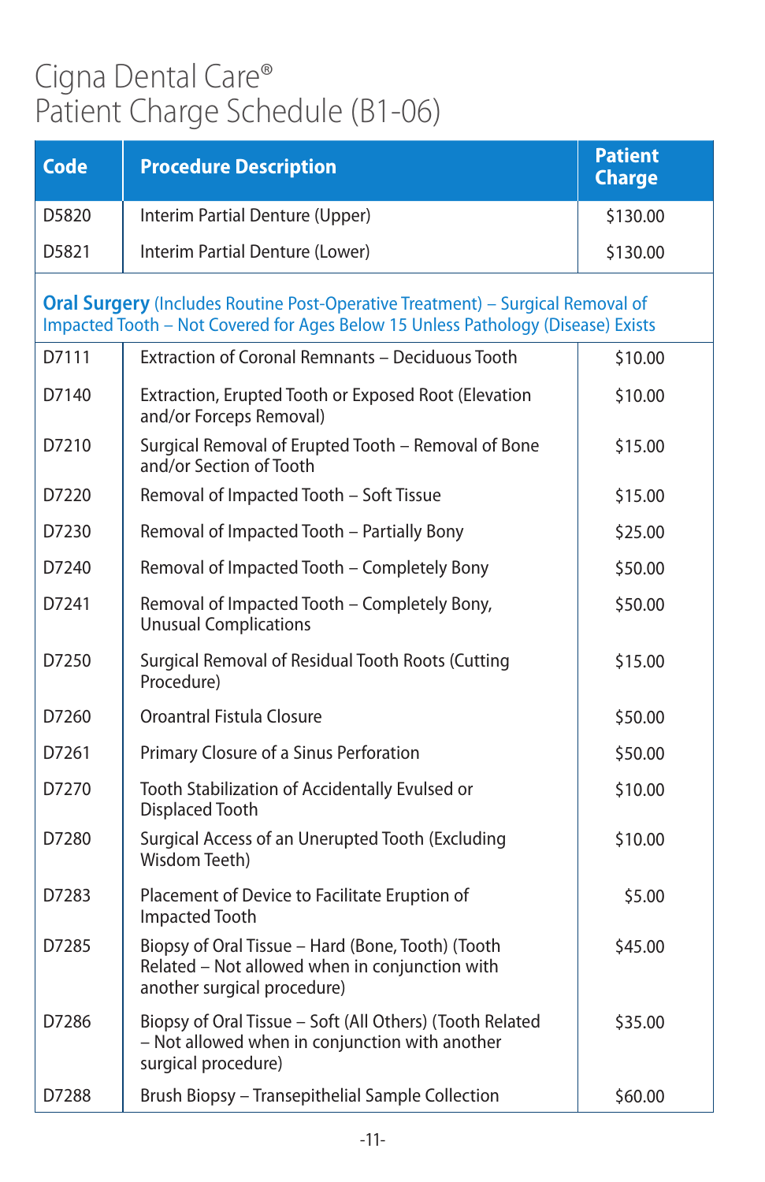# Cigna Dental Care®
# Patient Charge Schedule (B1-06)

| Code | Procedure Description | Patient Charge |
|---|---|---|
| D5820 | Interim Partial Denture (Upper) | $130.00 |
| D5821 | Interim Partial Denture (Lower) | $130.00 |
| **Oral Surgery** (Includes Routine Post-Operative Treatment) – Surgical Removal of Impacted Tooth – Not Covered for Ages Below 15 Unless Pathology (Disease) Exists | | |
| D7111 | Extraction of Coronal Remnants – Deciduous Tooth | $10.00 |
| D7140 | Extraction, Erupted Tooth or Exposed Root (Elevation and/or Forceps Removal) | $10.00 |
| D7210 | Surgical Removal of Erupted Tooth – Removal of Bone and/or Section of Tooth | $15.00 |
| D7220 | Removal of Impacted Tooth – Soft Tissue | $15.00 |
| D7230 | Removal of Impacted Tooth – Partially Bony | $25.00 |
| D7240 | Removal of Impacted Tooth – Completely Bony | $50.00 |
| D7241 | Removal of Impacted Tooth – Completely Bony, Unusual Complications | $50.00 |
| D7250 | Surgical Removal of Residual Tooth Roots (Cutting Procedure) | $15.00 |
| D7260 | Oroantral Fistula Closure | $50.00 |
| D7261 | Primary Closure of a Sinus Perforation | $50.00 |
| D7270 | Tooth Stabilization of Accidentally Evulsed or Displaced Tooth | $10.00 |
| D7280 | Surgical Access of an Unerupted Tooth (Excluding Wisdom Teeth) | $10.00 |
| D7283 | Placement of Device to Facilitate Eruption of Impacted Tooth | $5.00 |
| D7285 | Biopsy of Oral Tissue – Hard (Bone, Tooth) (Tooth Related – Not allowed when in conjunction with another surgical procedure) | $45.00 |
| D7286 | Biopsy of Oral Tissue – Soft (All Others) (Tooth Related – Not allowed when in conjunction with another surgical procedure) | $35.00 |
| D7288 | Brush Biopsy – Transepithelial Sample Collection | $60.00 |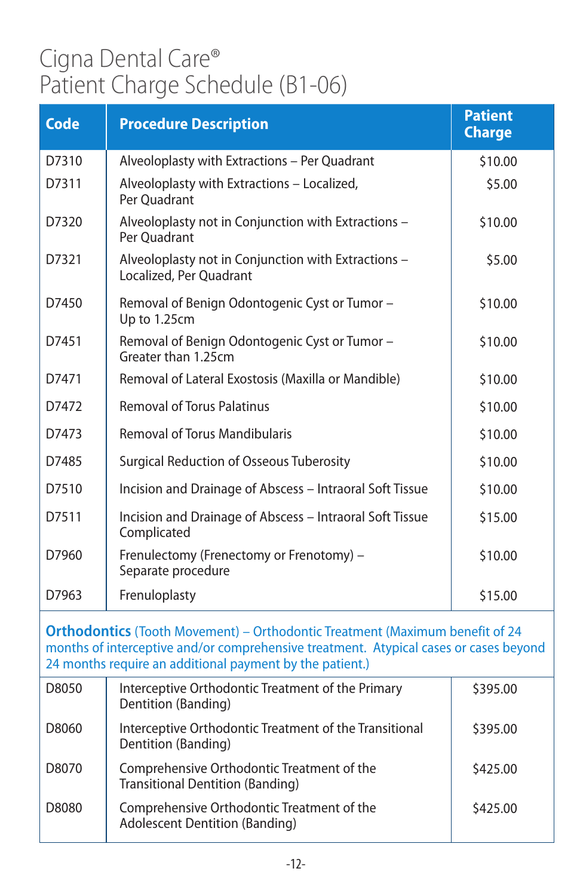# Cigna Dental Care®
# Patient Charge Schedule (B1-06)

| Code | Procedure Description | Patient Charge |
|---|---|---|
| D7310 | Alveoloplasty with Extractions – Per Quadrant | $10.00 |
| D7311 | Alveoloplasty with Extractions – Localized, Per Quadrant | $5.00 |
| D7320 | Alveoloplasty not in Conjunction with Extractions – Per Quadrant | $10.00 |
| D7321 | Alveoloplasty not in Conjunction with Extractions – Localized, Per Quadrant | $5.00 |
| D7450 | Removal of Benign Odontogenic Cyst or Tumor – Up to 1.25cm | $10.00 |
| D7451 | Removal of Benign Odontogenic Cyst or Tumor – Greater than 1.25cm | $10.00 |
| D7471 | Removal of Lateral Exostosis (Maxilla or Mandible) | $10.00 |
| D7472 | Removal of Torus Palatinus | $10.00 |
| D7473 | Removal of Torus Mandibularis | $10.00 |
| D7485 | Surgical Reduction of Osseous Tuberosity | $10.00 |
| D7510 | Incision and Drainage of Abscess – Intraoral Soft Tissue | $10.00 |
| D7511 | Incision and Drainage of Abscess – Intraoral Soft Tissue Complicated | $15.00 |
| D7960 | Frenulectomy (Frenectomy or Frenotomy) – Separate procedure | $10.00 |
| D7963 | Frenuloplasty | $15.00 |
| **Orthodontics** (Tooth Movement) – Orthodontic Treatment (Maximum benefit of 24 months of interceptive and/or comprehensive treatment. Atypical cases or cases beyond 24 months require an additional payment by the patient.) | | |
| D8050 | Interceptive Orthodontic Treatment of the Primary Dentition (Banding) | $395.00 |
| D8060 | Interceptive Orthodontic Treatment of the Transitional Dentition (Banding) | $395.00 |
| D8070 | Comprehensive Orthodontic Treatment of the Transitional Dentition (Banding) | $425.00 |
| D8080 | Comprehensive Orthodontic Treatment of the Adolescent Dentition (Banding) | $425.00 |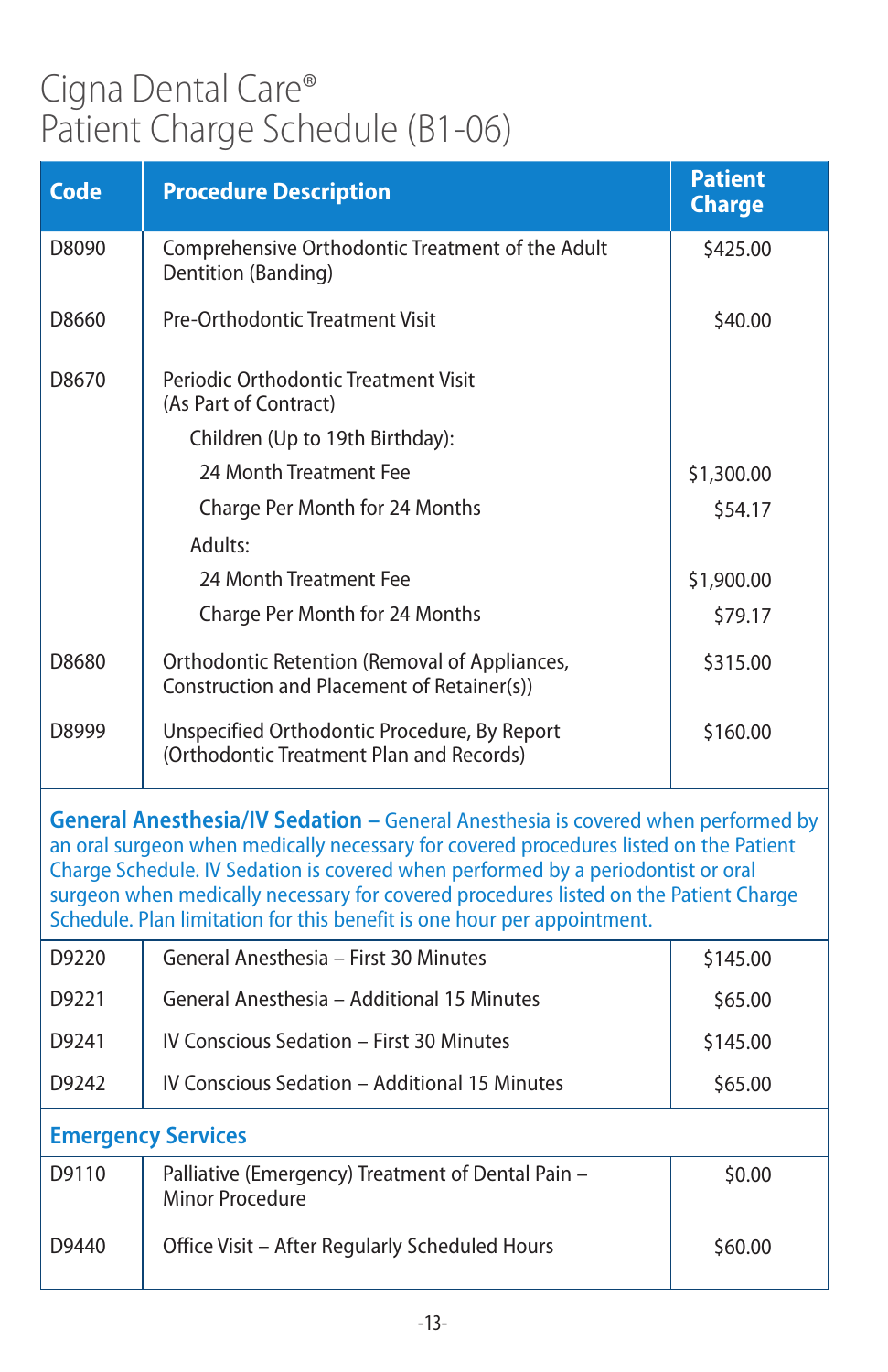# Cigna Dental Care®
# Patient Charge Schedule (B1-06)

| Code | Procedure Description | Patient Charge |
| --- | --- | --- |
| D8090 | Comprehensive Orthodontic Treatment of the Adult Dentition (Banding) | $425.00 |
| D8660 | Pre-Orthodontic Treatment Visit | $40.00 |
| D8670 | Periodic Orthodontic Treatment Visit (As Part of Contract) | |
| | Children (Up to 19th Birthday): | |
| | 24 Month Treatment Fee | $1,300.00 |
| | Charge Per Month for 24 Months | $54.17 |
| | Adults: | |
| | 24 Month Treatment Fee | $1,900.00 |
| | Charge Per Month for 24 Months | $79.17 |
| D8680 | Orthodontic Retention (Removal of Appliances, Construction and Placement of Retainer(s)) | $315.00 |
| D8999 | Unspecified Orthodontic Procedure, By Report (Orthodontic Treatment Plan and Records) | $160.00 |

**General Anesthesia/IV Sedation –** General Anesthesia is covered when performed by an oral surgeon when medically necessary for covered procedures listed on the Patient Charge Schedule. IV Sedation is covered when performed by a periodontist or oral surgeon when medically necessary for covered procedures listed on the Patient Charge Schedule. Plan limitation for this benefit is one hour per appointment.

| Code | Procedure Description | Patient Charge |
| --- | --- | --- |
| D9220 | General Anesthesia – First 30 Minutes | $145.00 |
| D9221 | General Anesthesia – Additional 15 Minutes | $65.00 |
| D9241 | IV Conscious Sedation – First 30 Minutes | $145.00 |
| D9242 | IV Conscious Sedation – Additional 15 Minutes | $65.00 |

**Emergency Services**

| Code | Procedure Description | Patient Charge |
| --- | --- | --- |
| D9110 | Palliative (Emergency) Treatment of Dental Pain – Minor Procedure | $0.00 |
| D9440 | Office Visit – After Regularly Scheduled Hours | $60.00 |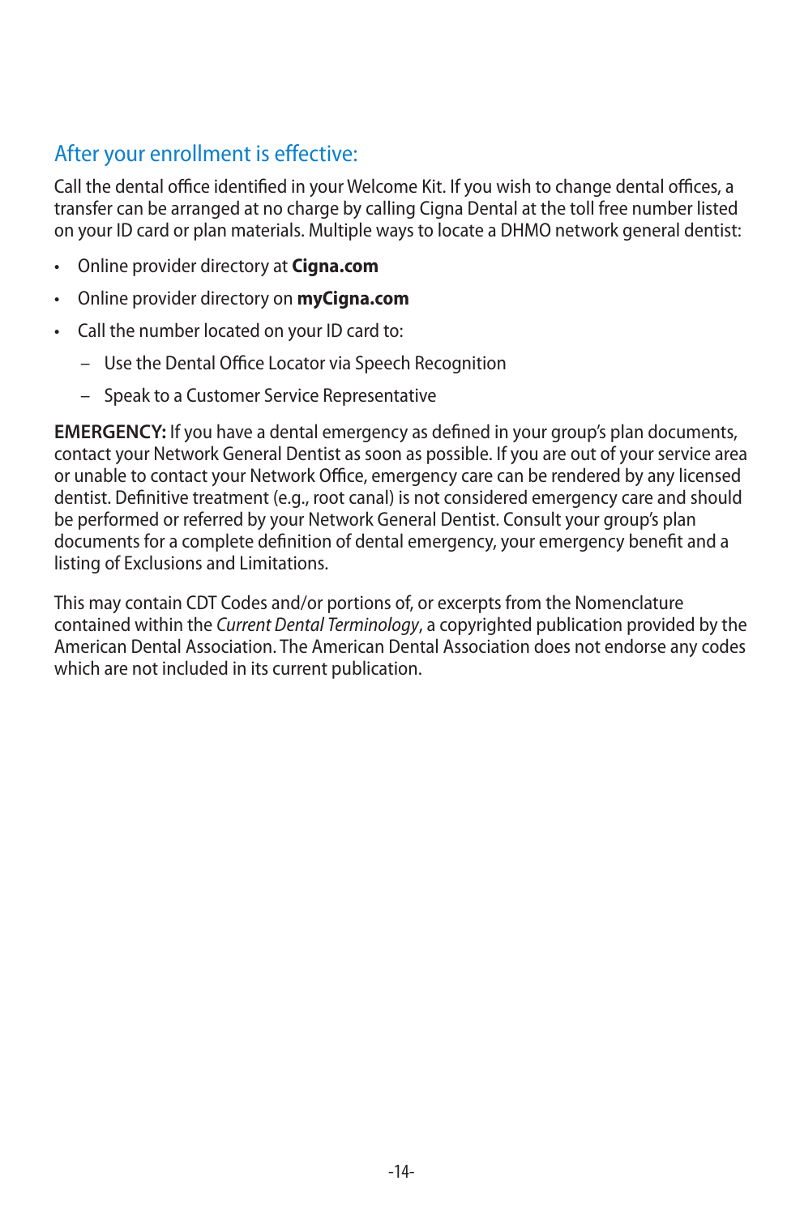## After your enrollment is effective:

Call the dental office identified in your Welcome Kit. If you wish to change dental offices, a transfer can be arranged at no charge by calling Cigna Dental at the toll free number listed on your ID card or plan materials. Multiple ways to locate a DHMO network general dentist:

- Online provider directory at **Cigna.com**
- Online provider directory on **myCigna.com**
- Call the number located on your ID card to:
  - Use the Dental Office Locator via Speech Recognition
  - Speak to a Customer Service Representative

**EMERGENCY:** If you have a dental emergency as defined in your group's plan documents, contact your Network General Dentist as soon as possible. If you are out of your service area or unable to contact your Network Office, emergency care can be rendered by any licensed dentist. Definitive treatment (e.g., root canal) is not considered emergency care and should be performed or referred by your Network General Dentist. Consult your group's plan documents for a complete definition of dental emergency, your emergency benefit and a listing of Exclusions and Limitations.

This may contain CDT Codes and/or portions of, or excerpts from the Nomenclature contained within the *Current Dental Terminology*, a copyrighted publication provided by the American Dental Association. The American Dental Association does not endorse any codes which are not included in its current publication.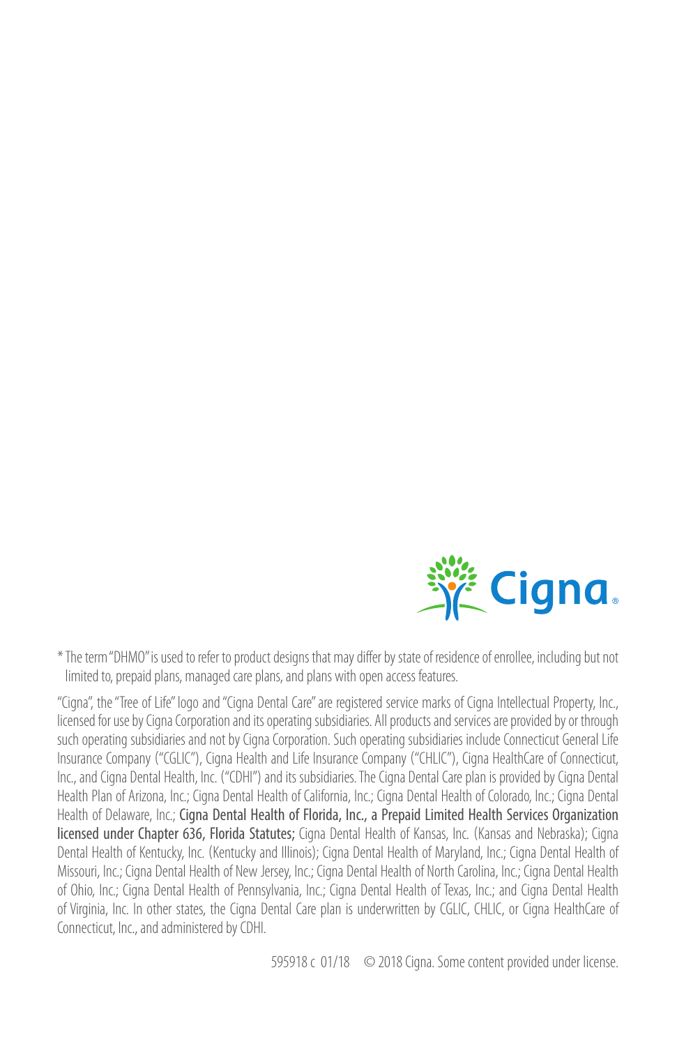\* The term "DHMO" is used to refer to product designs that may differ by state of residence of enrollee, including but not limited to, prepaid plans, managed care plans, and plans with open access features.

"Cigna", the "Tree of Life" logo and "Cigna Dental Care" are registered service marks of Cigna Intellectual Property, Inc., licensed for use by Cigna Corporation and its operating subsidiaries. All products and services are provided by or through such operating subsidiaries and not by Cigna Corporation. Such operating subsidiaries include Connecticut General Life Insurance Company ("CGLIC"), Cigna Health and Life Insurance Company ("CHLIC"), Cigna HealthCare of Connecticut, Inc., and Cigna Dental Health, Inc. ("CDHI") and its subsidiaries. The Cigna Dental Care plan is provided by Cigna Dental Health Plan of Arizona, Inc.; Cigna Dental Health of California, Inc.; Cigna Dental Health of Colorado, Inc.; Cigna Dental Health of Delaware, Inc.; **Cigna Dental Health of Florida, Inc., a Prepaid Limited Health Services Organization licensed under Chapter 636, Florida Statutes;** Cigna Dental Health of Kansas, Inc. (Kansas and Nebraska); Cigna Dental Health of Kentucky, Inc. (Kentucky and Illinois); Cigna Dental Health of Maryland, Inc.; Cigna Dental Health of Missouri, Inc.; Cigna Dental Health of New Jersey, Inc.; Cigna Dental Health of North Carolina, Inc.; Cigna Dental Health of Ohio, Inc.; Cigna Dental Health of Pennsylvania, Inc.; Cigna Dental Health of Texas, Inc.; and Cigna Dental Health of Virginia, Inc. In other states, the Cigna Dental Care plan is underwritten by CGLIC, CHLIC, or Cigna HealthCare of Connecticut, Inc., and administered by CDHI.

595918 c 01/18 © 2018 Cigna. Some content provided under license.